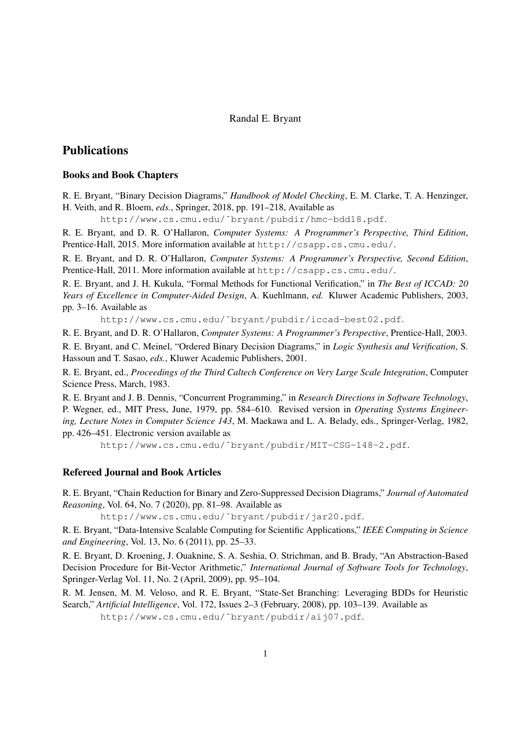Randal E. Bryant

# Publications

## Books and Book Chapters

R. E. Bryant, "Binary Decision Diagrams," *Handbook of Model Checking*, E. M. Clarke, T. A. Henzinger, H. Veith, and R. Bloem, *eds.*, Springer, 2018, pp. 191–218, Available as

`http://www.cs.cmu.edu/~bryant/pubdir/hmc-bdd18.pdf`.

R. E. Bryant, and D. R. O'Hallaron, *Computer Systems: A Programmer's Perspective, Third Edition*, Prentice-Hall, 2015. More information available at `http://csapp.cs.cmu.edu/`.

R. E. Bryant, and D. R. O'Hallaron, *Computer Systems: A Programmer's Perspective, Second Edition*, Prentice-Hall, 2011. More information available at `http://csapp.cs.cmu.edu/`.

R. E. Bryant, and J. H. Kukula, "Formal Methods for Functional Verification," in *The Best of ICCAD: 20 Years of Excellence in Computer-Aided Design*, A. Kuehlmann, *ed.* Kluwer Academic Publishers, 2003, pp. 3–16. Available as

`http://www.cs.cmu.edu/~bryant/pubdir/iccad-best02.pdf`.

R. E. Bryant, and D. R. O'Hallaron, *Computer Systems: A Programmer's Perspective*, Prentice-Hall, 2003.

R. E. Bryant, and C. Meinel, "Ordered Binary Decision Diagrams," in *Logic Synthesis and Verification*, S. Hassoun and T. Sasao, *eds.*, Kluwer Academic Publishers, 2001.

R. E. Bryant, ed., *Proceedings of the Third Caltech Conference on Very Large Scale Integration*, Computer Science Press, March, 1983.

R. E. Bryant and J. B. Dennis, "Concurrent Programming," in *Research Directions in Software Technology*, P. Wegner, ed., MIT Press, June, 1979, pp. 584–610. Revised version in *Operating Systems Engineering, Lecture Notes in Computer Science 143*, M. Maekawa and L. A. Belady, eds., Springer-Verlag, 1982, pp. 426–451. Electronic version available as

`http://www.cs.cmu.edu/~bryant/pubdir/MIT-CSG-148-2.pdf`.

## Refereed Journal and Book Articles

R. E. Bryant, "Chain Reduction for Binary and Zero-Suppressed Decision Diagrams," *Journal of Automated Reasoning*, Vol. 64, No. 7 (2020), pp. 81–98. Available as

`http://www.cs.cmu.edu/~bryant/pubdir/jar20.pdf`.

R. E. Bryant, "Data-Intensive Scalable Computing for Scientific Applications," *IEEE Computing in Science and Engineering*, Vol. 13, No. 6 (2011), pp. 25–33.

R. E. Bryant, D. Kroening, J. Ouaknine, S. A. Seshia, O. Strichman, and B. Brady, "An Abstraction-Based Decision Procedure for Bit-Vector Arithmetic," *International Journal of Software Tools for Technology*, Springer-Verlag Vol. 11, No. 2 (April, 2009), pp. 95–104.

R. M. Jensen, M. M. Veloso, and R. E. Bryant, "State-Set Branching: Leveraging BDDs for Heuristic Search," *Artificial Intelligence*, Vol. 172, Issues 2–3 (February, 2008), pp. 103–139. Available as

`http://www.cs.cmu.edu/~bryant/pubdir/aij07.pdf`.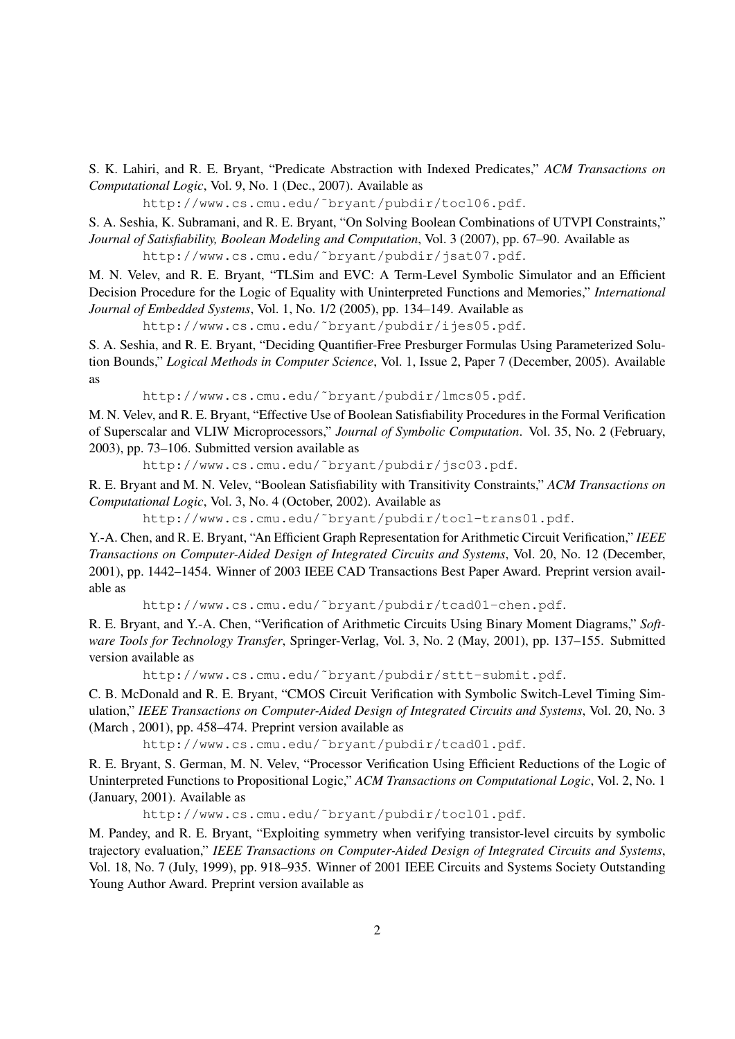S. K. Lahiri, and R. E. Bryant, "Predicate Abstraction with Indexed Predicates," *ACM Transactions on Computational Logic*, Vol. 9, No. 1 (Dec., 2007). Available as

`http://www.cs.cmu.edu/~bryant/pubdir/tocl06.pdf`.

S. A. Seshia, K. Subramani, and R. E. Bryant, "On Solving Boolean Combinations of UTVPI Constraints," *Journal of Satisfiability, Boolean Modeling and Computation*, Vol. 3 (2007), pp. 67–90. Available as

`http://www.cs.cmu.edu/~bryant/pubdir/jsat07.pdf`.

M. N. Velev, and R. E. Bryant, "TLSim and EVC: A Term-Level Symbolic Simulator and an Efficient Decision Procedure for the Logic of Equality with Uninterpreted Functions and Memories," *International Journal of Embedded Systems*, Vol. 1, No. 1/2 (2005), pp. 134–149. Available as

`http://www.cs.cmu.edu/~bryant/pubdir/ijes05.pdf`.

S. A. Seshia, and R. E. Bryant, "Deciding Quantifier-Free Presburger Formulas Using Parameterized Solution Bounds," *Logical Methods in Computer Science*, Vol. 1, Issue 2, Paper 7 (December, 2005). Available as

`http://www.cs.cmu.edu/~bryant/pubdir/lmcs05.pdf`.

M. N. Velev, and R. E. Bryant, "Effective Use of Boolean Satisfiability Procedures in the Formal Verification of Superscalar and VLIW Microprocessors," *Journal of Symbolic Computation*. Vol. 35, No. 2 (February, 2003), pp. 73–106. Submitted version available as

`http://www.cs.cmu.edu/~bryant/pubdir/jsc03.pdf`.

R. E. Bryant and M. N. Velev, "Boolean Satisfiability with Transitivity Constraints," *ACM Transactions on Computational Logic*, Vol. 3, No. 4 (October, 2002). Available as

`http://www.cs.cmu.edu/~bryant/pubdir/tocl-trans01.pdf`.

Y.-A. Chen, and R. E. Bryant, "An Efficient Graph Representation for Arithmetic Circuit Verification," *IEEE Transactions on Computer-Aided Design of Integrated Circuits and Systems*, Vol. 20, No. 12 (December, 2001), pp. 1442–1454. Winner of 2003 IEEE CAD Transactions Best Paper Award. Preprint version available as

`http://www.cs.cmu.edu/~bryant/pubdir/tcad01-chen.pdf`.

R. E. Bryant, and Y.-A. Chen, "Verification of Arithmetic Circuits Using Binary Moment Diagrams," *Software Tools for Technology Transfer*, Springer-Verlag, Vol. 3, No. 2 (May, 2001), pp. 137–155. Submitted version available as

`http://www.cs.cmu.edu/~bryant/pubdir/sttt-submit.pdf`.

C. B. McDonald and R. E. Bryant, "CMOS Circuit Verification with Symbolic Switch-Level Timing Simulation," *IEEE Transactions on Computer-Aided Design of Integrated Circuits and Systems*, Vol. 20, No. 3 (March , 2001), pp. 458–474. Preprint version available as

`http://www.cs.cmu.edu/~bryant/pubdir/tcad01.pdf`.

R. E. Bryant, S. German, M. N. Velev, "Processor Verification Using Efficient Reductions of the Logic of Uninterpreted Functions to Propositional Logic," *ACM Transactions on Computational Logic*, Vol. 2, No. 1 (January, 2001). Available as

`http://www.cs.cmu.edu/~bryant/pubdir/tocl01.pdf`.

M. Pandey, and R. E. Bryant, "Exploiting symmetry when verifying transistor-level circuits by symbolic trajectory evaluation," *IEEE Transactions on Computer-Aided Design of Integrated Circuits and Systems*, Vol. 18, No. 7 (July, 1999), pp. 918–935. Winner of 2001 IEEE Circuits and Systems Society Outstanding Young Author Award. Preprint version available as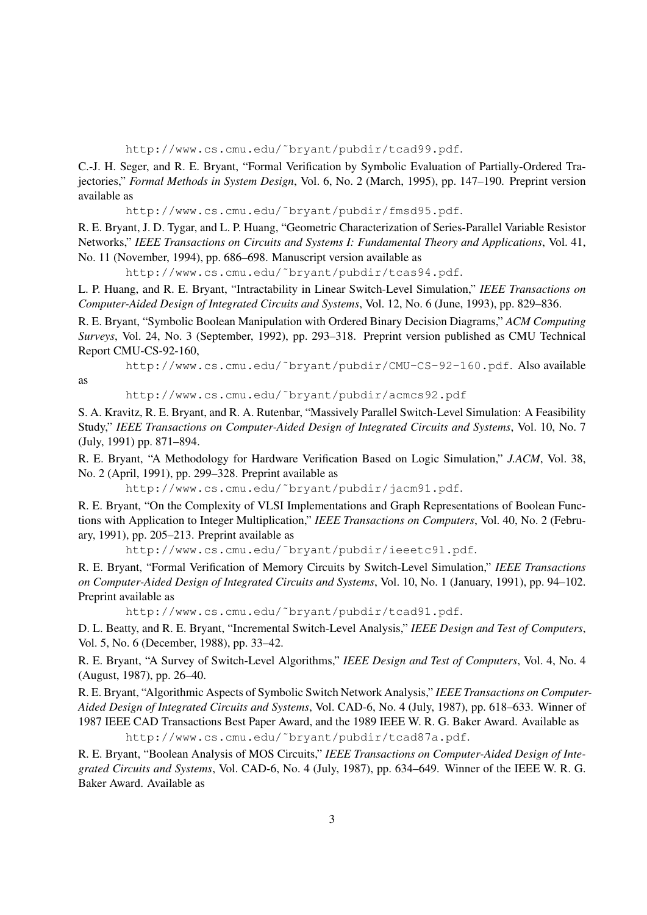http://www.cs.cmu.edu/~bryant/pubdir/tcad99.pdf.

C.-J. H. Seger, and R. E. Bryant, "Formal Verification by Symbolic Evaluation of Partially-Ordered Trajectories," *Formal Methods in System Design*, Vol. 6, No. 2 (March, 1995), pp. 147–190. Preprint version available as

http://www.cs.cmu.edu/~bryant/pubdir/fmsd95.pdf.

R. E. Bryant, J. D. Tygar, and L. P. Huang, "Geometric Characterization of Series-Parallel Variable Resistor Networks," *IEEE Transactions on Circuits and Systems I: Fundamental Theory and Applications*, Vol. 41, No. 11 (November, 1994), pp. 686–698. Manuscript version available as

http://www.cs.cmu.edu/~bryant/pubdir/tcas94.pdf.

L. P. Huang, and R. E. Bryant, "Intractability in Linear Switch-Level Simulation," *IEEE Transactions on Computer-Aided Design of Integrated Circuits and Systems*, Vol. 12, No. 6 (June, 1993), pp. 829–836.

R. E. Bryant, "Symbolic Boolean Manipulation with Ordered Binary Decision Diagrams," *ACM Computing Surveys*, Vol. 24, No. 3 (September, 1992), pp. 293–318. Preprint version published as CMU Technical Report CMU-CS-92-160,

http://www.cs.cmu.edu/~bryant/pubdir/CMU-CS-92-160.pdf. Also available as

http://www.cs.cmu.edu/~bryant/pubdir/acmcs92.pdf

S. A. Kravitz, R. E. Bryant, and R. A. Rutenbar, "Massively Parallel Switch-Level Simulation: A Feasibility Study," *IEEE Transactions on Computer-Aided Design of Integrated Circuits and Systems*, Vol. 10, No. 7 (July, 1991) pp. 871–894.

R. E. Bryant, "A Methodology for Hardware Verification Based on Logic Simulation," *J.ACM*, Vol. 38, No. 2 (April, 1991), pp. 299–328. Preprint available as

http://www.cs.cmu.edu/~bryant/pubdir/jacm91.pdf.

R. E. Bryant, "On the Complexity of VLSI Implementations and Graph Representations of Boolean Functions with Application to Integer Multiplication," *IEEE Transactions on Computers*, Vol. 40, No. 2 (February, 1991), pp. 205–213. Preprint available as

http://www.cs.cmu.edu/~bryant/pubdir/ieeetc91.pdf.

R. E. Bryant, "Formal Verification of Memory Circuits by Switch-Level Simulation," *IEEE Transactions on Computer-Aided Design of Integrated Circuits and Systems*, Vol. 10, No. 1 (January, 1991), pp. 94–102. Preprint available as

http://www.cs.cmu.edu/~bryant/pubdir/tcad91.pdf.

D. L. Beatty, and R. E. Bryant, "Incremental Switch-Level Analysis," *IEEE Design and Test of Computers*, Vol. 5, No. 6 (December, 1988), pp. 33–42.

R. E. Bryant, "A Survey of Switch-Level Algorithms," *IEEE Design and Test of Computers*, Vol. 4, No. 4 (August, 1987), pp. 26–40.

R. E. Bryant, "Algorithmic Aspects of Symbolic Switch Network Analysis," *IEEE Transactions on Computer-Aided Design of Integrated Circuits and Systems*, Vol. CAD-6, No. 4 (July, 1987), pp. 618–633. Winner of 1987 IEEE CAD Transactions Best Paper Award, and the 1989 IEEE W. R. G. Baker Award. Available as

http://www.cs.cmu.edu/~bryant/pubdir/tcad87a.pdf.

R. E. Bryant, "Boolean Analysis of MOS Circuits," *IEEE Transactions on Computer-Aided Design of Integrated Circuits and Systems*, Vol. CAD-6, No. 4 (July, 1987), pp. 634–649. Winner of the IEEE W. R. G. Baker Award. Available as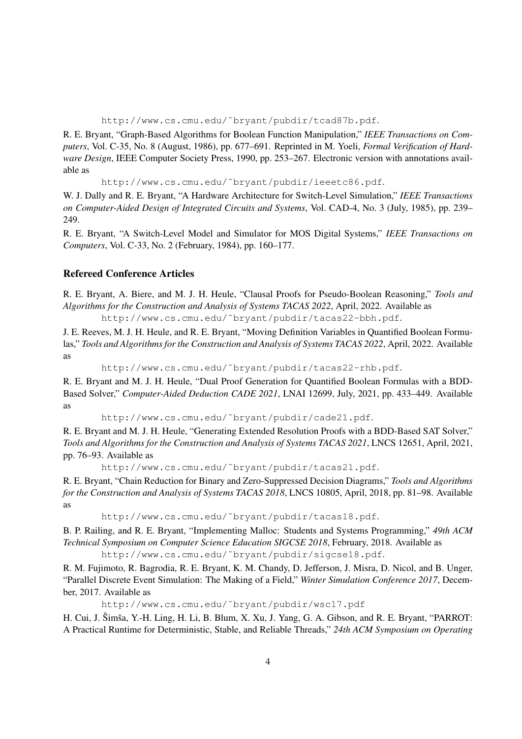http://www.cs.cmu.edu/~bryant/pubdir/tcad87b.pdf.

R. E. Bryant, "Graph-Based Algorithms for Boolean Function Manipulation," *IEEE Transactions on Computers*, Vol. C-35, No. 8 (August, 1986), pp. 677–691. Reprinted in M. Yoeli, *Formal Verification of Hardware Design*, IEEE Computer Society Press, 1990, pp. 253–267. Electronic version with annotations available as

http://www.cs.cmu.edu/~bryant/pubdir/ieeetc86.pdf.

W. J. Dally and R. E. Bryant, "A Hardware Architecture for Switch-Level Simulation," *IEEE Transactions on Computer-Aided Design of Integrated Circuits and Systems*, Vol. CAD-4, No. 3 (July, 1985), pp. 239–249.

R. E. Bryant, "A Switch-Level Model and Simulator for MOS Digital Systems," *IEEE Transactions on Computers*, Vol. C-33, No. 2 (February, 1984), pp. 160–177.

### Refereed Conference Articles

R. E. Bryant, A. Biere, and M. J. H. Heule, "Clausal Proofs for Pseudo-Boolean Reasoning," *Tools and Algorithms for the Construction and Analysis of Systems TACAS 2022*, April, 2022. Available as

http://www.cs.cmu.edu/~bryant/pubdir/tacas22-bbh.pdf.

J. E. Reeves, M. J. H. Heule, and R. E. Bryant, "Moving Definition Variables in Quantified Boolean Formulas," *Tools and Algorithms for the Construction and Analysis of Systems TACAS 2022*, April, 2022. Available as

http://www.cs.cmu.edu/~bryant/pubdir/tacas22-rhb.pdf.

R. E. Bryant and M. J. H. Heule, "Dual Proof Generation for Quantified Boolean Formulas with a BDD-Based Solver," *Computer-Aided Deduction CADE 2021*, LNAI 12699, July, 2021, pp. 433–449. Available as

http://www.cs.cmu.edu/~bryant/pubdir/cade21.pdf.

R. E. Bryant and M. J. H. Heule, "Generating Extended Resolution Proofs with a BDD-Based SAT Solver," *Tools and Algorithms for the Construction and Analysis of Systems TACAS 2021*, LNCS 12651, April, 2021, pp. 76–93. Available as

http://www.cs.cmu.edu/~bryant/pubdir/tacas21.pdf.

R. E. Bryant, "Chain Reduction for Binary and Zero-Suppressed Decision Diagrams," *Tools and Algorithms for the Construction and Analysis of Systems TACAS 2018*, LNCS 10805, April, 2018, pp. 81–98. Available as

http://www.cs.cmu.edu/~bryant/pubdir/tacas18.pdf.

B. P. Railing, and R. E. Bryant, "Implementing Malloc: Students and Systems Programming," *49th ACM Technical Symposium on Computer Science Education SIGCSE 2018*, February, 2018. Available as

http://www.cs.cmu.edu/~bryant/pubdir/sigcse18.pdf.

R. M. Fujimoto, R. Bagrodia, R. E. Bryant, K. M. Chandy, D. Jefferson, J. Misra, D. Nicol, and B. Unger, "Parallel Discrete Event Simulation: The Making of a Field," *Winter Simulation Conference 2017*, December, 2017. Available as

http://www.cs.cmu.edu/~bryant/pubdir/wsc17.pdf

H. Cui, J. Šimša, Y.-H. Ling, H. Li, B. Blum, X. Xu, J. Yang, G. A. Gibson, and R. E. Bryant, "PARROT: A Practical Runtime for Deterministic, Stable, and Reliable Threads," *24th ACM Symposium on Operating*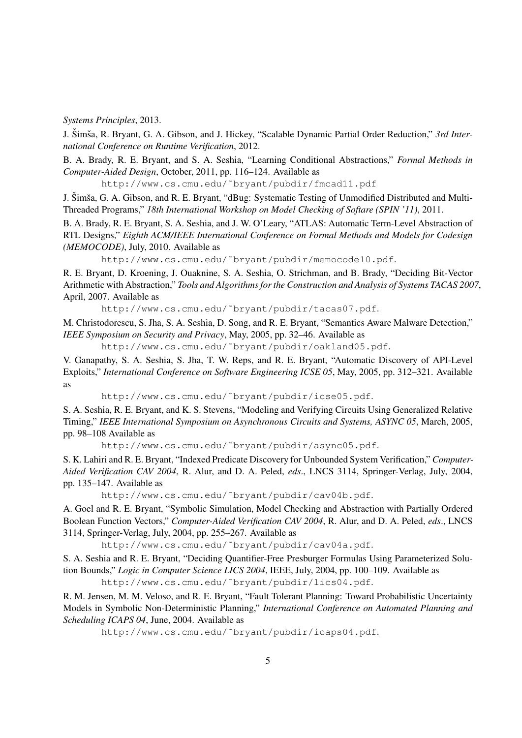*Systems Principles*, 2013.

J. Šimša, R. Bryant, G. A. Gibson, and J. Hickey, "Scalable Dynamic Partial Order Reduction," *3rd International Conference on Runtime Verification*, 2012.

B. A. Brady, R. E. Bryant, and S. A. Seshia, "Learning Conditional Abstractions," *Formal Methods in Computer-Aided Design*, October, 2011, pp. 116–124. Available as

http://www.cs.cmu.edu/~bryant/pubdir/fmcad11.pdf

J. Šimša, G. A. Gibson, and R. E. Bryant, "dBug: Systematic Testing of Unmodified Distributed and Multi-Threaded Programs," *18th International Workshop on Model Checking of Softare (SPIN '11)*, 2011.

B. A. Brady, R. E. Bryant, S. A. Seshia, and J. W. O'Leary, "ATLAS: Automatic Term-Level Abstraction of RTL Designs," *Eighth ACM/IEEE International Conference on Formal Methods and Models for Codesign (MEMOCODE)*, July, 2010. Available as

http://www.cs.cmu.edu/~bryant/pubdir/memocode10.pdf.

R. E. Bryant, D. Kroening, J. Ouaknine, S. A. Seshia, O. Strichman, and B. Brady, "Deciding Bit-Vector Arithmetic with Abstraction," *Tools and Algorithms for the Construction and Analysis of Systems TACAS 2007*, April, 2007. Available as

http://www.cs.cmu.edu/~bryant/pubdir/tacas07.pdf.

M. Christodorescu, S. Jha, S. A. Seshia, D. Song, and R. E. Bryant, "Semantics Aware Malware Detection," *IEEE Symposium on Security and Privacy*, May, 2005, pp. 32–46. Available as

http://www.cs.cmu.edu/~bryant/pubdir/oakland05.pdf.

V. Ganapathy, S. A. Seshia, S. Jha, T. W. Reps, and R. E. Bryant, "Automatic Discovery of API-Level Exploits," *International Conference on Software Engineering ICSE 05*, May, 2005, pp. 312–321. Available as

http://www.cs.cmu.edu/~bryant/pubdir/icse05.pdf.

S. A. Seshia, R. E. Bryant, and K. S. Stevens, "Modeling and Verifying Circuits Using Generalized Relative Timing," *IEEE International Symposium on Asynchronous Circuits and Systems, ASYNC 05*, March, 2005, pp. 98–108 Available as

http://www.cs.cmu.edu/~bryant/pubdir/async05.pdf.

S. K. Lahiri and R. E. Bryant, "Indexed Predicate Discovery for Unbounded System Verification," *Computer-Aided Verification CAV 2004*, R. Alur, and D. A. Peled, *eds*., LNCS 3114, Springer-Verlag, July, 2004, pp. 135–147. Available as

http://www.cs.cmu.edu/~bryant/pubdir/cav04b.pdf.

A. Goel and R. E. Bryant, "Symbolic Simulation, Model Checking and Abstraction with Partially Ordered Boolean Function Vectors," *Computer-Aided Verification CAV 2004*, R. Alur, and D. A. Peled, *eds*., LNCS 3114, Springer-Verlag, July, 2004, pp. 255–267. Available as

http://www.cs.cmu.edu/~bryant/pubdir/cav04a.pdf.

S. A. Seshia and R. E. Bryant, "Deciding Quantifier-Free Presburger Formulas Using Parameterized Solution Bounds," *Logic in Computer Science LICS 2004*, IEEE, July, 2004, pp. 100–109. Available as

http://www.cs.cmu.edu/~bryant/pubdir/lics04.pdf.

R. M. Jensen, M. M. Veloso, and R. E. Bryant, "Fault Tolerant Planning: Toward Probabilistic Uncertainty Models in Symbolic Non-Deterministic Planning," *International Conference on Automated Planning and Scheduling ICAPS 04*, June, 2004. Available as

http://www.cs.cmu.edu/~bryant/pubdir/icaps04.pdf.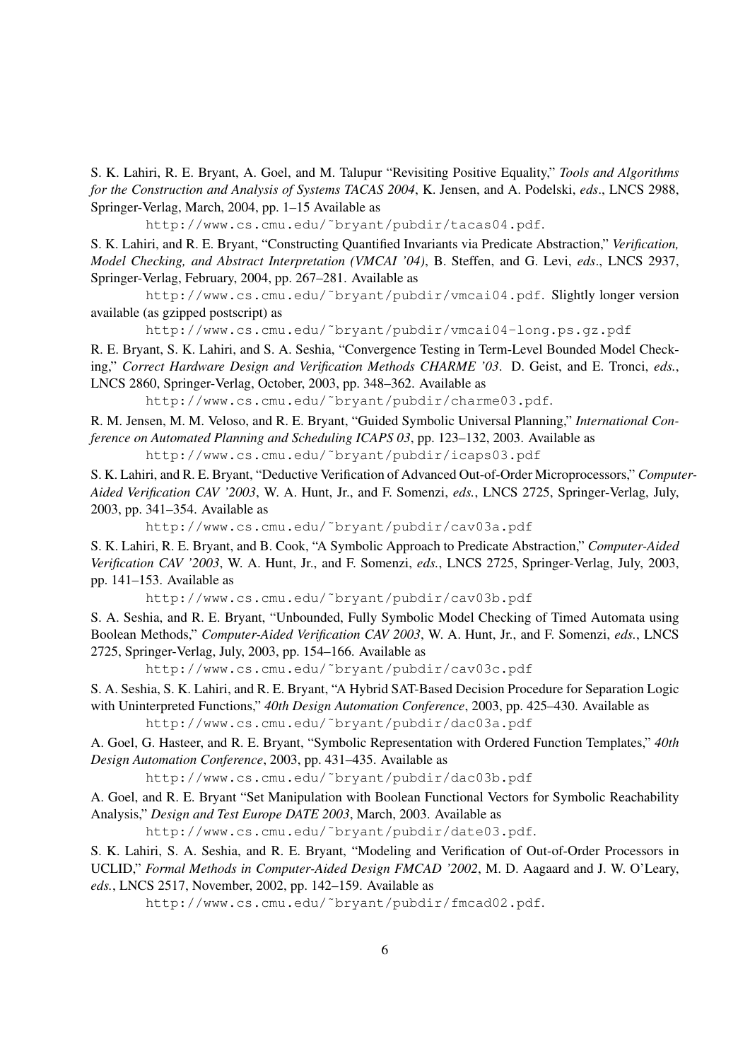S. K. Lahiri, R. E. Bryant, A. Goel, and M. Talupur "Revisiting Positive Equality," *Tools and Algorithms for the Construction and Analysis of Systems TACAS 2004*, K. Jensen, and A. Podelski, *eds*., LNCS 2988, Springer-Verlag, March, 2004, pp. 1–15 Available as

    http://www.cs.cmu.edu/~bryant/pubdir/tacas04.pdf.

S. K. Lahiri, and R. E. Bryant, "Constructing Quantified Invariants via Predicate Abstraction," *Verification, Model Checking, and Abstract Interpretation (VMCAI '04)*, B. Steffen, and G. Levi, *eds*., LNCS 2937, Springer-Verlag, February, 2004, pp. 267–281. Available as

    http://www.cs.cmu.edu/~bryant/pubdir/vmcai04.pdf. Slightly longer version available (as gzipped postscript) as

    http://www.cs.cmu.edu/~bryant/pubdir/vmcai04-long.ps.gz.pdf

R. E. Bryant, S. K. Lahiri, and S. A. Seshia, "Convergence Testing in Term-Level Bounded Model Checking," *Correct Hardware Design and Verification Methods CHARME '03*. D. Geist, and E. Tronci, *eds.*, LNCS 2860, Springer-Verlag, October, 2003, pp. 348–362. Available as

    http://www.cs.cmu.edu/~bryant/pubdir/charme03.pdf.

R. M. Jensen, M. M. Veloso, and R. E. Bryant, "Guided Symbolic Universal Planning," *International Conference on Automated Planning and Scheduling ICAPS 03*, pp. 123–132, 2003. Available as

    http://www.cs.cmu.edu/~bryant/pubdir/icaps03.pdf

S. K. Lahiri, and R. E. Bryant, "Deductive Verification of Advanced Out-of-Order Microprocessors," *Computer-Aided Verification CAV '2003*, W. A. Hunt, Jr., and F. Somenzi, *eds.*, LNCS 2725, Springer-Verlag, July, 2003, pp. 341–354. Available as

    http://www.cs.cmu.edu/~bryant/pubdir/cav03a.pdf

S. K. Lahiri, R. E. Bryant, and B. Cook, "A Symbolic Approach to Predicate Abstraction," *Computer-Aided Verification CAV '2003*, W. A. Hunt, Jr., and F. Somenzi, *eds.*, LNCS 2725, Springer-Verlag, July, 2003, pp. 141–153. Available as

    http://www.cs.cmu.edu/~bryant/pubdir/cav03b.pdf

S. A. Seshia, and R. E. Bryant, "Unbounded, Fully Symbolic Model Checking of Timed Automata using Boolean Methods," *Computer-Aided Verification CAV 2003*, W. A. Hunt, Jr., and F. Somenzi, *eds.*, LNCS 2725, Springer-Verlag, July, 2003, pp. 154–166. Available as

    http://www.cs.cmu.edu/~bryant/pubdir/cav03c.pdf

S. A. Seshia, S. K. Lahiri, and R. E. Bryant, "A Hybrid SAT-Based Decision Procedure for Separation Logic with Uninterpreted Functions," *40th Design Automation Conference*, 2003, pp. 425–430. Available as

    http://www.cs.cmu.edu/~bryant/pubdir/dac03a.pdf

A. Goel, G. Hasteer, and R. E. Bryant, "Symbolic Representation with Ordered Function Templates," *40th Design Automation Conference*, 2003, pp. 431–435. Available as

    http://www.cs.cmu.edu/~bryant/pubdir/dac03b.pdf

A. Goel, and R. E. Bryant "Set Manipulation with Boolean Functional Vectors for Symbolic Reachability Analysis," *Design and Test Europe DATE 2003*, March, 2003. Available as

    http://www.cs.cmu.edu/~bryant/pubdir/date03.pdf.

S. K. Lahiri, S. A. Seshia, and R. E. Bryant, "Modeling and Verification of Out-of-Order Processors in UCLID," *Formal Methods in Computer-Aided Design FMCAD '2002*, M. D. Aagaard and J. W. O'Leary, *eds.*, LNCS 2517, November, 2002, pp. 142–159. Available as

    http://www.cs.cmu.edu/~bryant/pubdir/fmcad02.pdf.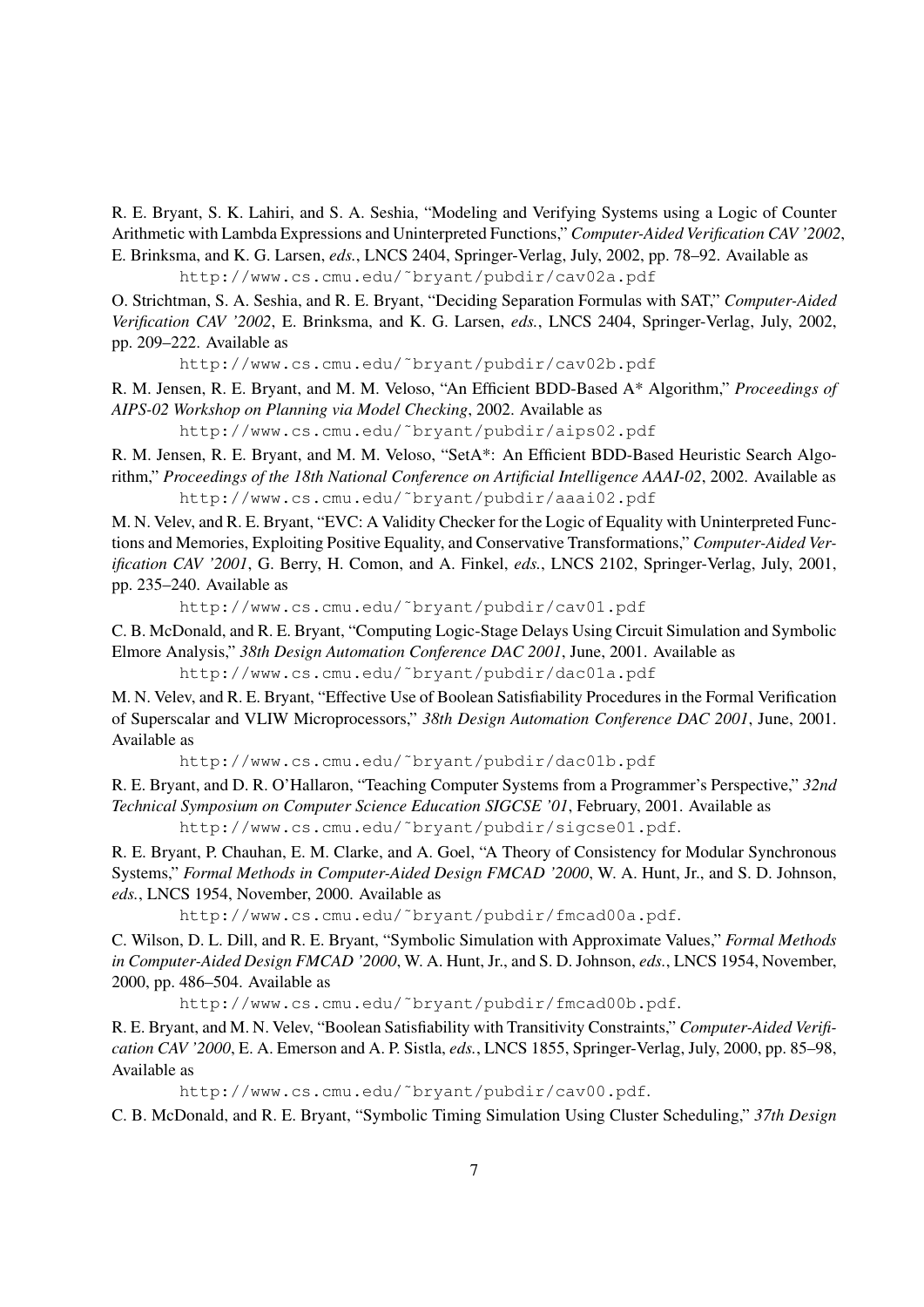R. E. Bryant, S. K. Lahiri, and S. A. Seshia, "Modeling and Verifying Systems using a Logic of Counter Arithmetic with Lambda Expressions and Uninterpreted Functions," *Computer-Aided Verification CAV '2002*, E. Brinksma, and K. G. Larsen, *eds.*, LNCS 2404, Springer-Verlag, July, 2002, pp. 78–92. Available as

http://www.cs.cmu.edu/~bryant/pubdir/cav02a.pdf

O. Strichtman, S. A. Seshia, and R. E. Bryant, "Deciding Separation Formulas with SAT," *Computer-Aided Verification CAV '2002*, E. Brinksma, and K. G. Larsen, *eds.*, LNCS 2404, Springer-Verlag, July, 2002, pp. 209–222. Available as

http://www.cs.cmu.edu/~bryant/pubdir/cav02b.pdf

R. M. Jensen, R. E. Bryant, and M. M. Veloso, "An Efficient BDD-Based A* Algorithm," *Proceedings of AIPS-02 Workshop on Planning via Model Checking*, 2002. Available as

http://www.cs.cmu.edu/~bryant/pubdir/aips02.pdf

R. M. Jensen, R. E. Bryant, and M. M. Veloso, "SetA*: An Efficient BDD-Based Heuristic Search Algorithm," *Proceedings of the 18th National Conference on Artificial Intelligence AAAI-02*, 2002. Available as

http://www.cs.cmu.edu/~bryant/pubdir/aaai02.pdf

M. N. Velev, and R. E. Bryant, "EVC: A Validity Checker for the Logic of Equality with Uninterpreted Functions and Memories, Exploiting Positive Equality, and Conservative Transformations," *Computer-Aided Verification CAV '2001*, G. Berry, H. Comon, and A. Finkel, *eds.*, LNCS 2102, Springer-Verlag, July, 2001, pp. 235–240. Available as

http://www.cs.cmu.edu/~bryant/pubdir/cav01.pdf

C. B. McDonald, and R. E. Bryant, "Computing Logic-Stage Delays Using Circuit Simulation and Symbolic Elmore Analysis," *38th Design Automation Conference DAC 2001*, June, 2001. Available as

http://www.cs.cmu.edu/~bryant/pubdir/dac01a.pdf

M. N. Velev, and R. E. Bryant, "Effective Use of Boolean Satisfiability Procedures in the Formal Verification of Superscalar and VLIW Microprocessors," *38th Design Automation Conference DAC 2001*, June, 2001. Available as

http://www.cs.cmu.edu/~bryant/pubdir/dac01b.pdf

R. E. Bryant, and D. R. O'Hallaron, "Teaching Computer Systems from a Programmer's Perspective," *32nd Technical Symposium on Computer Science Education SIGCSE '01*, February, 2001. Available as

http://www.cs.cmu.edu/~bryant/pubdir/sigcse01.pdf.

R. E. Bryant, P. Chauhan, E. M. Clarke, and A. Goel, "A Theory of Consistency for Modular Synchronous Systems," *Formal Methods in Computer-Aided Design FMCAD '2000*, W. A. Hunt, Jr., and S. D. Johnson, *eds.*, LNCS 1954, November, 2000. Available as

http://www.cs.cmu.edu/~bryant/pubdir/fmcad00a.pdf.

C. Wilson, D. L. Dill, and R. E. Bryant, "Symbolic Simulation with Approximate Values," *Formal Methods in Computer-Aided Design FMCAD '2000*, W. A. Hunt, Jr., and S. D. Johnson, *eds.*, LNCS 1954, November, 2000, pp. 486–504. Available as

http://www.cs.cmu.edu/~bryant/pubdir/fmcad00b.pdf.

R. E. Bryant, and M. N. Velev, "Boolean Satisfiability with Transitivity Constraints," *Computer-Aided Verification CAV '2000*, E. A. Emerson and A. P. Sistla, *eds.*, LNCS 1855, Springer-Verlag, July, 2000, pp. 85–98, Available as

http://www.cs.cmu.edu/~bryant/pubdir/cav00.pdf.

C. B. McDonald, and R. E. Bryant, "Symbolic Timing Simulation Using Cluster Scheduling," *37th Design*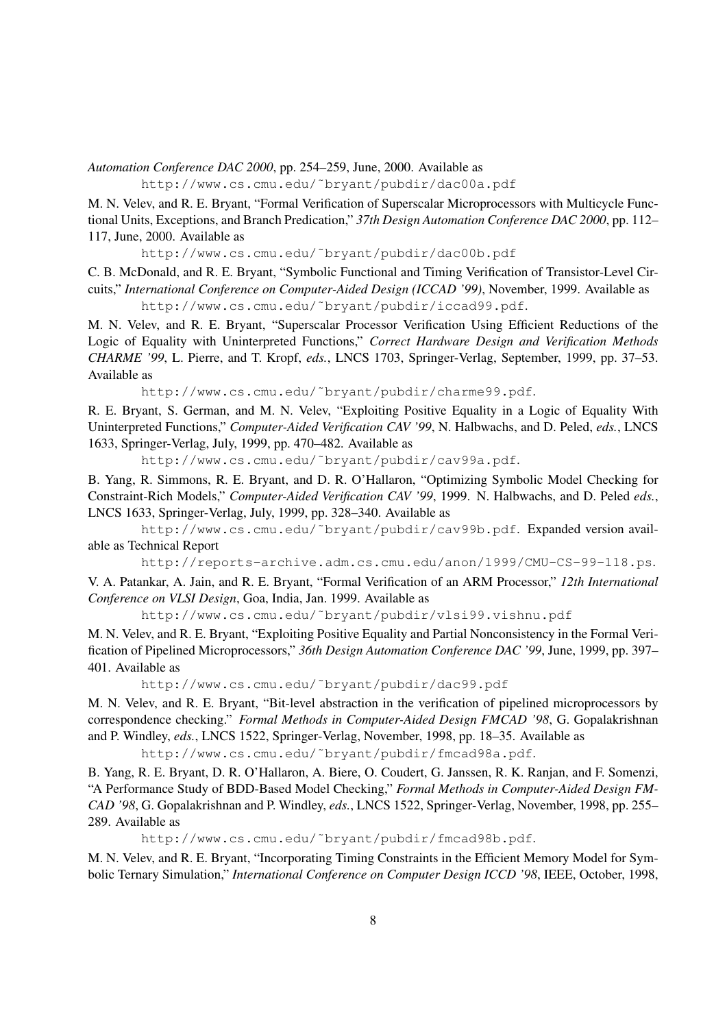*Automation Conference DAC 2000*, pp. 254–259, June, 2000. Available as

http://www.cs.cmu.edu/~bryant/pubdir/dac00a.pdf

M. N. Velev, and R. E. Bryant, "Formal Verification of Superscalar Microprocessors with Multicycle Functional Units, Exceptions, and Branch Predication," *37th Design Automation Conference DAC 2000*, pp. 112–117, June, 2000. Available as

http://www.cs.cmu.edu/~bryant/pubdir/dac00b.pdf

C. B. McDonald, and R. E. Bryant, "Symbolic Functional and Timing Verification of Transistor-Level Circuits," *International Conference on Computer-Aided Design (ICCAD '99)*, November, 1999. Available as

http://www.cs.cmu.edu/~bryant/pubdir/iccad99.pdf.

M. N. Velev, and R. E. Bryant, "Superscalar Processor Verification Using Efficient Reductions of the Logic of Equality with Uninterpreted Functions," *Correct Hardware Design and Verification Methods CHARME '99*, L. Pierre, and T. Kropf, *eds.*, LNCS 1703, Springer-Verlag, September, 1999, pp. 37–53. Available as

http://www.cs.cmu.edu/~bryant/pubdir/charme99.pdf.

R. E. Bryant, S. German, and M. N. Velev, "Exploiting Positive Equality in a Logic of Equality With Uninterpreted Functions," *Computer-Aided Verification CAV '99*, N. Halbwachs, and D. Peled, *eds.*, LNCS 1633, Springer-Verlag, July, 1999, pp. 470–482. Available as

http://www.cs.cmu.edu/~bryant/pubdir/cav99a.pdf.

B. Yang, R. Simmons, R. E. Bryant, and D. R. O'Hallaron, "Optimizing Symbolic Model Checking for Constraint-Rich Models," *Computer-Aided Verification CAV '99*, 1999. N. Halbwachs, and D. Peled *eds.*, LNCS 1633, Springer-Verlag, July, 1999, pp. 328–340. Available as

http://www.cs.cmu.edu/~bryant/pubdir/cav99b.pdf. Expanded version available as Technical Report

http://reports-archive.adm.cs.cmu.edu/anon/1999/CMU-CS-99-118.ps.

V. A. Patankar, A. Jain, and R. E. Bryant, "Formal Verification of an ARM Processor," *12th International Conference on VLSI Design*, Goa, India, Jan. 1999. Available as

http://www.cs.cmu.edu/~bryant/pubdir/vlsi99.vishnu.pdf

M. N. Velev, and R. E. Bryant, "Exploiting Positive Equality and Partial Nonconsistency in the Formal Verification of Pipelined Microprocessors," *36th Design Automation Conference DAC '99*, June, 1999, pp. 397–401. Available as

http://www.cs.cmu.edu/~bryant/pubdir/dac99.pdf

M. N. Velev, and R. E. Bryant, "Bit-level abstraction in the verification of pipelined microprocessors by correspondence checking." *Formal Methods in Computer-Aided Design FMCAD '98*, G. Gopalakrishnan and P. Windley, *eds.*, LNCS 1522, Springer-Verlag, November, 1998, pp. 18–35. Available as

http://www.cs.cmu.edu/~bryant/pubdir/fmcad98a.pdf.

B. Yang, R. E. Bryant, D. R. O'Hallaron, A. Biere, O. Coudert, G. Janssen, R. K. Ranjan, and F. Somenzi, "A Performance Study of BDD-Based Model Checking," *Formal Methods in Computer-Aided Design FMCAD '98*, G. Gopalakrishnan and P. Windley, *eds.*, LNCS 1522, Springer-Verlag, November, 1998, pp. 255–289. Available as

http://www.cs.cmu.edu/~bryant/pubdir/fmcad98b.pdf.

M. N. Velev, and R. E. Bryant, "Incorporating Timing Constraints in the Efficient Memory Model for Symbolic Ternary Simulation," *International Conference on Computer Design ICCD '98*, IEEE, October, 1998,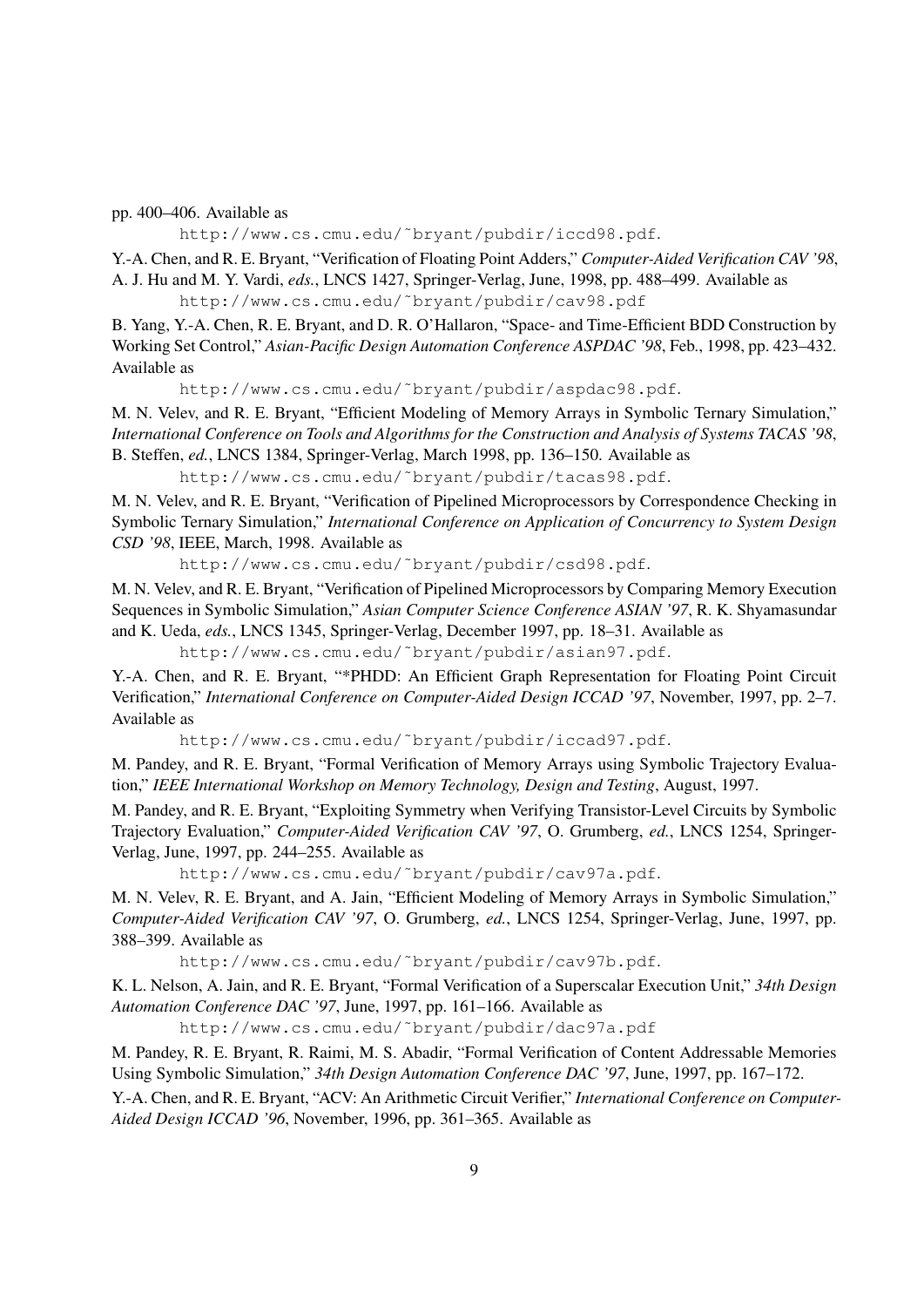pp. 400–406. Available as

    http://www.cs.cmu.edu/~bryant/pubdir/iccd98.pdf.

Y.-A. Chen, and R. E. Bryant, "Verification of Floating Point Adders," *Computer-Aided Verification CAV '98*, A. J. Hu and M. Y. Vardi, *eds.*, LNCS 1427, Springer-Verlag, June, 1998, pp. 488–499. Available as

    http://www.cs.cmu.edu/~bryant/pubdir/cav98.pdf

B. Yang, Y.-A. Chen, R. E. Bryant, and D. R. O'Hallaron, "Space- and Time-Efficient BDD Construction by Working Set Control," *Asian-Pacific Design Automation Conference ASPDAC '98*, Feb., 1998, pp. 423–432. Available as

    http://www.cs.cmu.edu/~bryant/pubdir/aspdac98.pdf.

M. N. Velev, and R. E. Bryant, "Efficient Modeling of Memory Arrays in Symbolic Ternary Simulation," *International Conference on Tools and Algorithms for the Construction and Analysis of Systems TACAS '98*, B. Steffen, *ed.*, LNCS 1384, Springer-Verlag, March 1998, pp. 136–150. Available as

    http://www.cs.cmu.edu/~bryant/pubdir/tacas98.pdf.

M. N. Velev, and R. E. Bryant, "Verification of Pipelined Microprocessors by Correspondence Checking in Symbolic Ternary Simulation," *International Conference on Application of Concurrency to System Design CSD '98*, IEEE, March, 1998. Available as

    http://www.cs.cmu.edu/~bryant/pubdir/csd98.pdf.

M. N. Velev, and R. E. Bryant, "Verification of Pipelined Microprocessors by Comparing Memory Execution Sequences in Symbolic Simulation," *Asian Computer Science Conference ASIAN '97*, R. K. Shyamasundar and K. Ueda, *eds.*, LNCS 1345, Springer-Verlag, December 1997, pp. 18–31. Available as

    http://www.cs.cmu.edu/~bryant/pubdir/asian97.pdf.

Y.-A. Chen, and R. E. Bryant, "*PHDD: An Efficient Graph Representation for Floating Point Circuit Verification," *International Conference on Computer-Aided Design ICCAD '97*, November, 1997, pp. 2–7. Available as

    http://www.cs.cmu.edu/~bryant/pubdir/iccad97.pdf.

M. Pandey, and R. E. Bryant, "Formal Verification of Memory Arrays using Symbolic Trajectory Evaluation," *IEEE International Workshop on Memory Technology, Design and Testing*, August, 1997.

M. Pandey, and R. E. Bryant, "Exploiting Symmetry when Verifying Transistor-Level Circuits by Symbolic Trajectory Evaluation," *Computer-Aided Verification CAV '97*, O. Grumberg, *ed.*, LNCS 1254, Springer-Verlag, June, 1997, pp. 244–255. Available as

    http://www.cs.cmu.edu/~bryant/pubdir/cav97a.pdf.

M. N. Velev, R. E. Bryant, and A. Jain, "Efficient Modeling of Memory Arrays in Symbolic Simulation," *Computer-Aided Verification CAV '97*, O. Grumberg, *ed.*, LNCS 1254, Springer-Verlag, June, 1997, pp. 388–399. Available as

    http://www.cs.cmu.edu/~bryant/pubdir/cav97b.pdf.

K. L. Nelson, A. Jain, and R. E. Bryant, "Formal Verification of a Superscalar Execution Unit," *34th Design Automation Conference DAC '97*, June, 1997, pp. 161–166. Available as

    http://www.cs.cmu.edu/~bryant/pubdir/dac97a.pdf

M. Pandey, R. E. Bryant, R. Raimi, M. S. Abadir, "Formal Verification of Content Addressable Memories Using Symbolic Simulation," *34th Design Automation Conference DAC '97*, June, 1997, pp. 167–172.

Y.-A. Chen, and R. E. Bryant, "ACV: An Arithmetic Circuit Verifier," *International Conference on Computer-Aided Design ICCAD '96*, November, 1996, pp. 361–365. Available as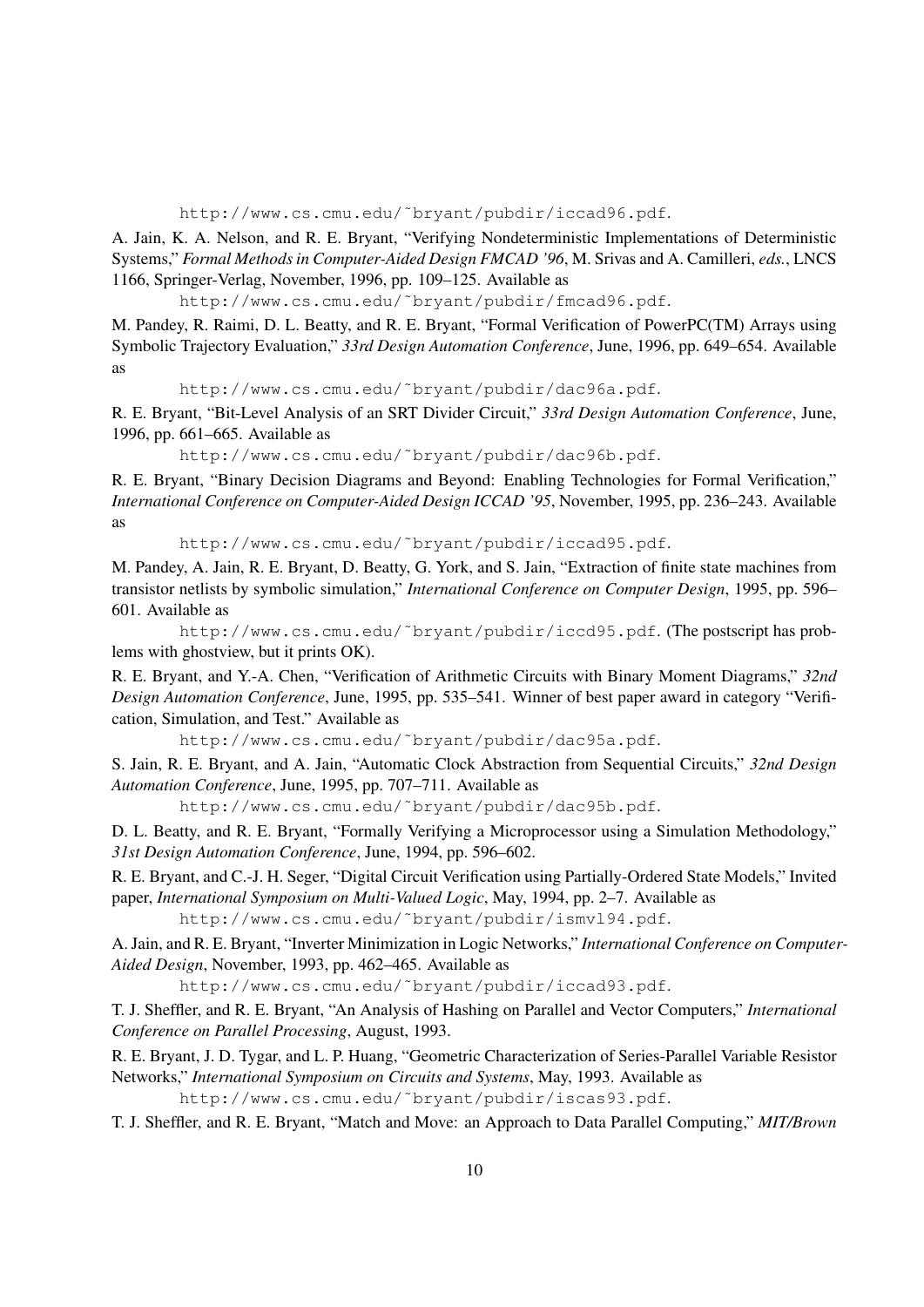http://www.cs.cmu.edu/~bryant/pubdir/iccad96.pdf.

A. Jain, K. A. Nelson, and R. E. Bryant, "Verifying Nondeterministic Implementations of Deterministic Systems," *Formal Methods in Computer-Aided Design FMCAD '96*, M. Srivas and A. Camilleri, *eds.*, LNCS 1166, Springer-Verlag, November, 1996, pp. 109–125. Available as

http://www.cs.cmu.edu/~bryant/pubdir/fmcad96.pdf.

M. Pandey, R. Raimi, D. L. Beatty, and R. E. Bryant, "Formal Verification of PowerPC(TM) Arrays using Symbolic Trajectory Evaluation," *33rd Design Automation Conference*, June, 1996, pp. 649–654. Available as

http://www.cs.cmu.edu/~bryant/pubdir/dac96a.pdf.

R. E. Bryant, "Bit-Level Analysis of an SRT Divider Circuit," *33rd Design Automation Conference*, June, 1996, pp. 661–665. Available as

http://www.cs.cmu.edu/~bryant/pubdir/dac96b.pdf.

R. E. Bryant, "Binary Decision Diagrams and Beyond: Enabling Technologies for Formal Verification," *International Conference on Computer-Aided Design ICCAD '95*, November, 1995, pp. 236–243. Available as

http://www.cs.cmu.edu/~bryant/pubdir/iccad95.pdf.

M. Pandey, A. Jain, R. E. Bryant, D. Beatty, G. York, and S. Jain, "Extraction of finite state machines from transistor netlists by symbolic simulation," *International Conference on Computer Design*, 1995, pp. 596–601. Available as

http://www.cs.cmu.edu/~bryant/pubdir/iccd95.pdf. (The postscript has problems with ghostview, but it prints OK).

R. E. Bryant, and Y.-A. Chen, "Verification of Arithmetic Circuits with Binary Moment Diagrams," *32nd Design Automation Conference*, June, 1995, pp. 535–541. Winner of best paper award in category "Verification, Simulation, and Test." Available as

http://www.cs.cmu.edu/~bryant/pubdir/dac95a.pdf.

S. Jain, R. E. Bryant, and A. Jain, "Automatic Clock Abstraction from Sequential Circuits," *32nd Design Automation Conference*, June, 1995, pp. 707–711. Available as

http://www.cs.cmu.edu/~bryant/pubdir/dac95b.pdf.

D. L. Beatty, and R. E. Bryant, "Formally Verifying a Microprocessor using a Simulation Methodology," *31st Design Automation Conference*, June, 1994, pp. 596–602.

R. E. Bryant, and C.-J. H. Seger, "Digital Circuit Verification using Partially-Ordered State Models," Invited paper, *International Symposium on Multi-Valued Logic*, May, 1994, pp. 2–7. Available as

http://www.cs.cmu.edu/~bryant/pubdir/ismvl94.pdf.

A. Jain, and R. E. Bryant, "Inverter Minimization in Logic Networks," *International Conference on Computer-Aided Design*, November, 1993, pp. 462–465. Available as

http://www.cs.cmu.edu/~bryant/pubdir/iccad93.pdf.

T. J. Sheffler, and R. E. Bryant, "An Analysis of Hashing on Parallel and Vector Computers," *International Conference on Parallel Processing*, August, 1993.

R. E. Bryant, J. D. Tygar, and L. P. Huang, "Geometric Characterization of Series-Parallel Variable Resistor Networks," *International Symposium on Circuits and Systems*, May, 1993. Available as

http://www.cs.cmu.edu/~bryant/pubdir/iscas93.pdf.

T. J. Sheffler, and R. E. Bryant, "Match and Move: an Approach to Data Parallel Computing," *MIT/Brown*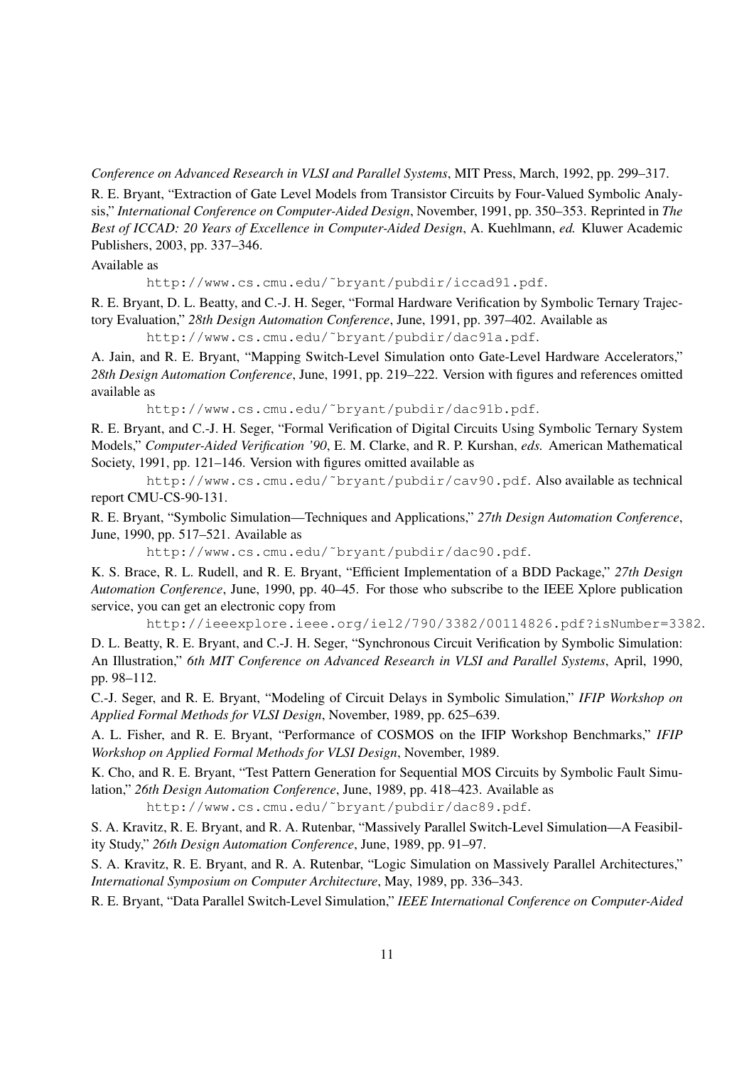*Conference on Advanced Research in VLSI and Parallel Systems*, MIT Press, March, 1992, pp. 299–317.

R. E. Bryant, "Extraction of Gate Level Models from Transistor Circuits by Four-Valued Symbolic Analysis," *International Conference on Computer-Aided Design*, November, 1991, pp. 350–353. Reprinted in *The Best of ICCAD: 20 Years of Excellence in Computer-Aided Design*, A. Kuehlmann, *ed.* Kluwer Academic Publishers, 2003, pp. 337–346.

Available as

`http://www.cs.cmu.edu/~bryant/pubdir/iccad91.pdf`.

R. E. Bryant, D. L. Beatty, and C.-J. H. Seger, "Formal Hardware Verification by Symbolic Ternary Trajectory Evaluation," *28th Design Automation Conference*, June, 1991, pp. 397–402. Available as

`http://www.cs.cmu.edu/~bryant/pubdir/dac91a.pdf`.

A. Jain, and R. E. Bryant, "Mapping Switch-Level Simulation onto Gate-Level Hardware Accelerators," *28th Design Automation Conference*, June, 1991, pp. 219–222. Version with figures and references omitted available as

`http://www.cs.cmu.edu/~bryant/pubdir/dac91b.pdf`.

R. E. Bryant, and C.-J. H. Seger, "Formal Verification of Digital Circuits Using Symbolic Ternary System Models," *Computer-Aided Verification '90*, E. M. Clarke, and R. P. Kurshan, *eds.* American Mathematical Society, 1991, pp. 121–146. Version with figures omitted available as

`http://www.cs.cmu.edu/~bryant/pubdir/cav90.pdf`. Also available as technical report CMU-CS-90-131.

R. E. Bryant, "Symbolic Simulation—Techniques and Applications," *27th Design Automation Conference*, June, 1990, pp. 517–521. Available as

`http://www.cs.cmu.edu/~bryant/pubdir/dac90.pdf`.

K. S. Brace, R. L. Rudell, and R. E. Bryant, "Efficient Implementation of a BDD Package," *27th Design Automation Conference*, June, 1990, pp. 40–45. For those who subscribe to the IEEE Xplore publication service, you can get an electronic copy from

`http://ieeexplore.ieee.org/iel2/790/3382/00114826.pdf?isNumber=3382`.

D. L. Beatty, R. E. Bryant, and C.-J. H. Seger, "Synchronous Circuit Verification by Symbolic Simulation: An Illustration," *6th MIT Conference on Advanced Research in VLSI and Parallel Systems*, April, 1990, pp. 98–112.

C.-J. Seger, and R. E. Bryant, "Modeling of Circuit Delays in Symbolic Simulation," *IFIP Workshop on Applied Formal Methods for VLSI Design*, November, 1989, pp. 625–639.

A. L. Fisher, and R. E. Bryant, "Performance of COSMOS on the IFIP Workshop Benchmarks," *IFIP Workshop on Applied Formal Methods for VLSI Design*, November, 1989.

K. Cho, and R. E. Bryant, "Test Pattern Generation for Sequential MOS Circuits by Symbolic Fault Simulation," *26th Design Automation Conference*, June, 1989, pp. 418–423. Available as

`http://www.cs.cmu.edu/~bryant/pubdir/dac89.pdf`.

S. A. Kravitz, R. E. Bryant, and R. A. Rutenbar, "Massively Parallel Switch-Level Simulation—A Feasibility Study," *26th Design Automation Conference*, June, 1989, pp. 91–97.

S. A. Kravitz, R. E. Bryant, and R. A. Rutenbar, "Logic Simulation on Massively Parallel Architectures," *International Symposium on Computer Architecture*, May, 1989, pp. 336–343.

R. E. Bryant, "Data Parallel Switch-Level Simulation," *IEEE International Conference on Computer-Aided*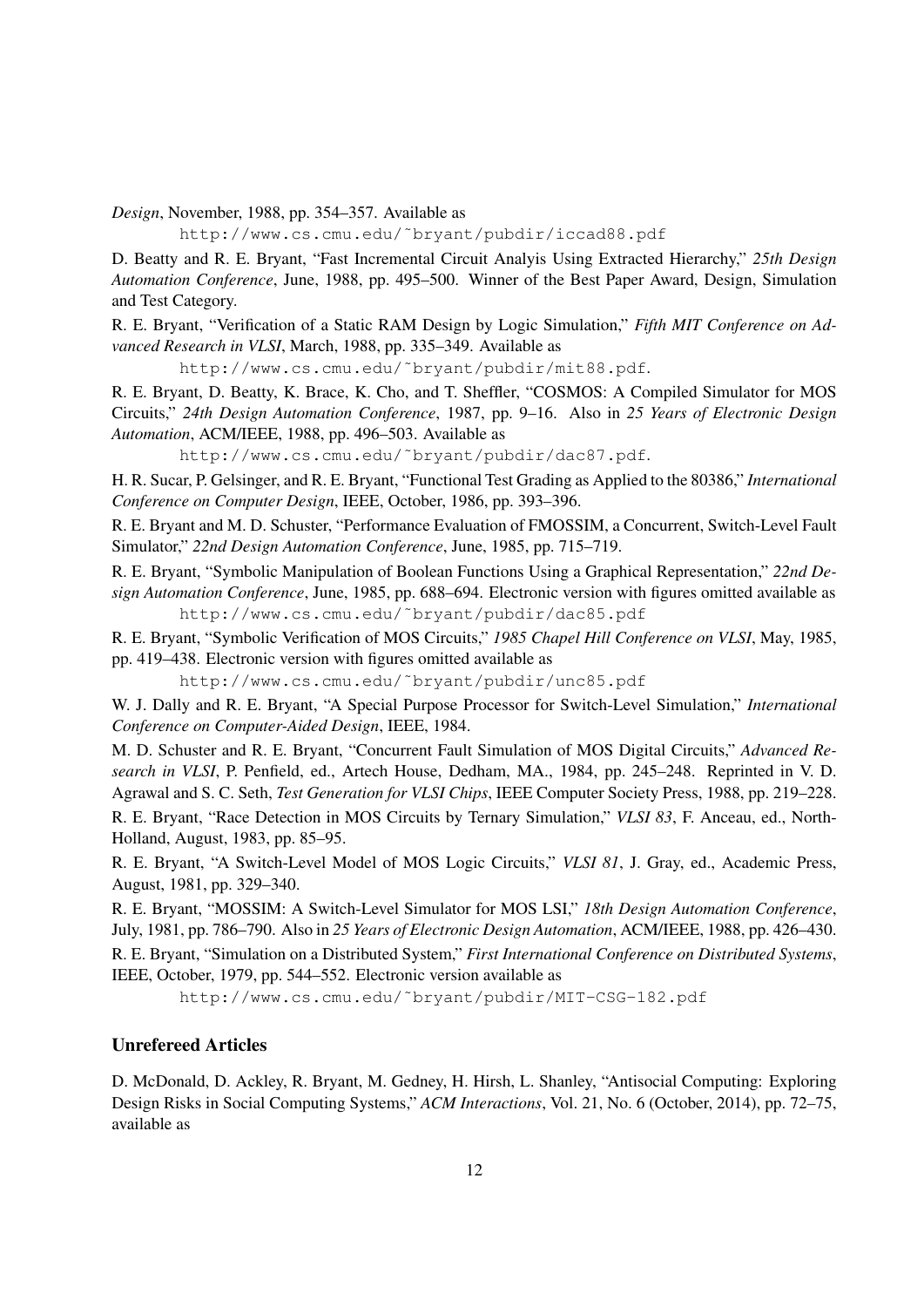*Design*, November, 1988, pp. 354–357. Available as

    http://www.cs.cmu.edu/~bryant/pubdir/iccad88.pdf

D. Beatty and R. E. Bryant, "Fast Incremental Circuit Analyis Using Extracted Hierarchy," *25th Design Automation Conference*, June, 1988, pp. 495–500. Winner of the Best Paper Award, Design, Simulation and Test Category.

R. E. Bryant, "Verification of a Static RAM Design by Logic Simulation," *Fifth MIT Conference on Advanced Research in VLSI*, March, 1988, pp. 335–349. Available as

    http://www.cs.cmu.edu/~bryant/pubdir/mit88.pdf.

R. E. Bryant, D. Beatty, K. Brace, K. Cho, and T. Sheffler, "COSMOS: A Compiled Simulator for MOS Circuits," *24th Design Automation Conference*, 1987, pp. 9–16. Also in *25 Years of Electronic Design Automation*, ACM/IEEE, 1988, pp. 496–503. Available as

    http://www.cs.cmu.edu/~bryant/pubdir/dac87.pdf.

H. R. Sucar, P. Gelsinger, and R. E. Bryant, "Functional Test Grading as Applied to the 80386," *International Conference on Computer Design*, IEEE, October, 1986, pp. 393–396.

R. E. Bryant and M. D. Schuster, "Performance Evaluation of FMOSSIM, a Concurrent, Switch-Level Fault Simulator," *22nd Design Automation Conference*, June, 1985, pp. 715–719.

R. E. Bryant, "Symbolic Manipulation of Boolean Functions Using a Graphical Representation," *22nd Design Automation Conference*, June, 1985, pp. 688–694. Electronic version with figures omitted available as

    http://www.cs.cmu.edu/~bryant/pubdir/dac85.pdf

R. E. Bryant, "Symbolic Verification of MOS Circuits," *1985 Chapel Hill Conference on VLSI*, May, 1985, pp. 419–438. Electronic version with figures omitted available as

    http://www.cs.cmu.edu/~bryant/pubdir/unc85.pdf

W. J. Dally and R. E. Bryant, "A Special Purpose Processor for Switch-Level Simulation," *International Conference on Computer-Aided Design*, IEEE, 1984.

M. D. Schuster and R. E. Bryant, "Concurrent Fault Simulation of MOS Digital Circuits," *Advanced Research in VLSI*, P. Penfield, ed., Artech House, Dedham, MA., 1984, pp. 245–248. Reprinted in V. D. Agrawal and S. C. Seth, *Test Generation for VLSI Chips*, IEEE Computer Society Press, 1988, pp. 219–228.

R. E. Bryant, "Race Detection in MOS Circuits by Ternary Simulation," *VLSI 83*, F. Anceau, ed., North-Holland, August, 1983, pp. 85–95.

R. E. Bryant, "A Switch-Level Model of MOS Logic Circuits," *VLSI 81*, J. Gray, ed., Academic Press, August, 1981, pp. 329–340.

R. E. Bryant, "MOSSIM: A Switch-Level Simulator for MOS LSI," *18th Design Automation Conference*, July, 1981, pp. 786–790. Also in *25 Years of Electronic Design Automation*, ACM/IEEE, 1988, pp. 426–430.

R. E. Bryant, "Simulation on a Distributed System," *First International Conference on Distributed Systems*, IEEE, October, 1979, pp. 544–552. Electronic version available as

    http://www.cs.cmu.edu/~bryant/pubdir/MIT-CSG-182.pdf

### Unrefereed Articles

D. McDonald, D. Ackley, R. Bryant, M. Gedney, H. Hirsh, L. Shanley, "Antisocial Computing: Exploring Design Risks in Social Computing Systems," *ACM Interactions*, Vol. 21, No. 6 (October, 2014), pp. 72–75, available as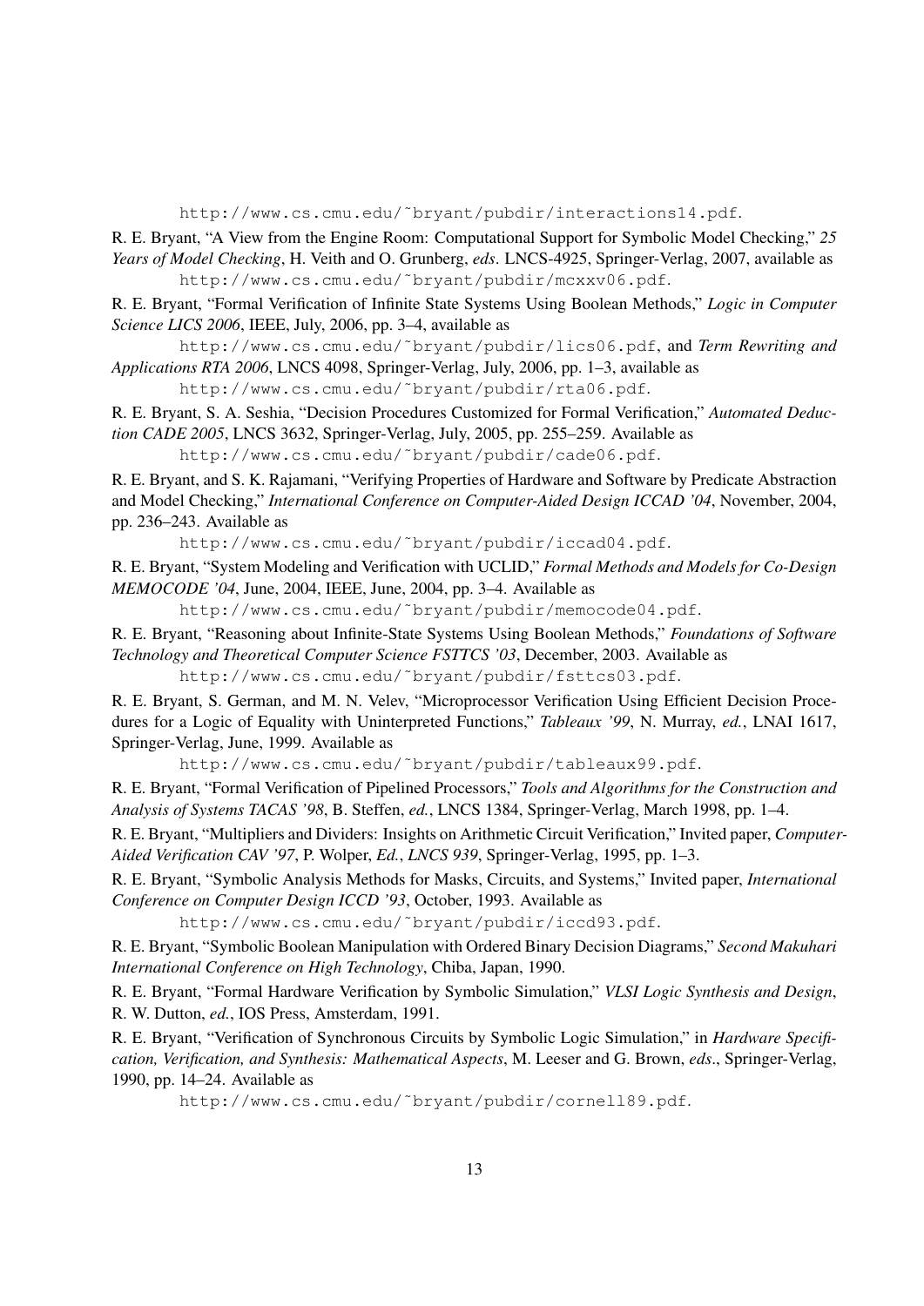http://www.cs.cmu.edu/~bryant/pubdir/interactions14.pdf.

R. E. Bryant, "A View from the Engine Room: Computational Support for Symbolic Model Checking," *25 Years of Model Checking*, H. Veith and O. Grunberg, *eds*. LNCS-4925, Springer-Verlag, 2007, available as http://www.cs.cmu.edu/~bryant/pubdir/mcxxv06.pdf.

R. E. Bryant, "Formal Verification of Infinite State Systems Using Boolean Methods," *Logic in Computer Science LICS 2006*, IEEE, July, 2006, pp. 3–4, available as http://www.cs.cmu.edu/~bryant/pubdir/lics06.pdf, and *Term Rewriting and Applications RTA 2006*, LNCS 4098, Springer-Verlag, July, 2006, pp. 1–3, available as http://www.cs.cmu.edu/~bryant/pubdir/rta06.pdf.

R. E. Bryant, S. A. Seshia, "Decision Procedures Customized for Formal Verification," *Automated Deduction CADE 2005*, LNCS 3632, Springer-Verlag, July, 2005, pp. 255–259. Available as http://www.cs.cmu.edu/~bryant/pubdir/cade06.pdf.

R. E. Bryant, and S. K. Rajamani, "Verifying Properties of Hardware and Software by Predicate Abstraction and Model Checking," *International Conference on Computer-Aided Design ICCAD '04*, November, 2004, pp. 236–243. Available as http://www.cs.cmu.edu/~bryant/pubdir/iccad04.pdf.

R. E. Bryant, "System Modeling and Verification with UCLID," *Formal Methods and Models for Co-Design MEMOCODE '04*, June, 2004, IEEE, June, 2004, pp. 3–4. Available as http://www.cs.cmu.edu/~bryant/pubdir/memocode04.pdf.

R. E. Bryant, "Reasoning about Infinite-State Systems Using Boolean Methods," *Foundations of Software Technology and Theoretical Computer Science FSTTCS '03*, December, 2003. Available as http://www.cs.cmu.edu/~bryant/pubdir/fsttcs03.pdf.

R. E. Bryant, S. German, and M. N. Velev, "Microprocessor Verification Using Efficient Decision Procedures for a Logic of Equality with Uninterpreted Functions," *Tableaux '99*, N. Murray, *ed.*, LNAI 1617, Springer-Verlag, June, 1999. Available as http://www.cs.cmu.edu/~bryant/pubdir/tableaux99.pdf.

R. E. Bryant, "Formal Verification of Pipelined Processors," *Tools and Algorithms for the Construction and Analysis of Systems TACAS '98*, B. Steffen, *ed.*, LNCS 1384, Springer-Verlag, March 1998, pp. 1–4.

R. E. Bryant, "Multipliers and Dividers: Insights on Arithmetic Circuit Verification," Invited paper, *Computer-Aided Verification CAV '97*, P. Wolper, *Ed.*, *LNCS 939*, Springer-Verlag, 1995, pp. 1–3.

R. E. Bryant, "Symbolic Analysis Methods for Masks, Circuits, and Systems," Invited paper, *International Conference on Computer Design ICCD '93*, October, 1993. Available as http://www.cs.cmu.edu/~bryant/pubdir/iccd93.pdf.

R. E. Bryant, "Symbolic Boolean Manipulation with Ordered Binary Decision Diagrams," *Second Makuhari International Conference on High Technology*, Chiba, Japan, 1990.

R. E. Bryant, "Formal Hardware Verification by Symbolic Simulation," *VLSI Logic Synthesis and Design*, R. W. Dutton, *ed.*, IOS Press, Amsterdam, 1991.

R. E. Bryant, "Verification of Synchronous Circuits by Symbolic Logic Simulation," in *Hardware Specification, Verification, and Synthesis: Mathematical Aspects*, M. Leeser and G. Brown, *eds*., Springer-Verlag, 1990, pp. 14–24. Available as http://www.cs.cmu.edu/~bryant/pubdir/cornell89.pdf.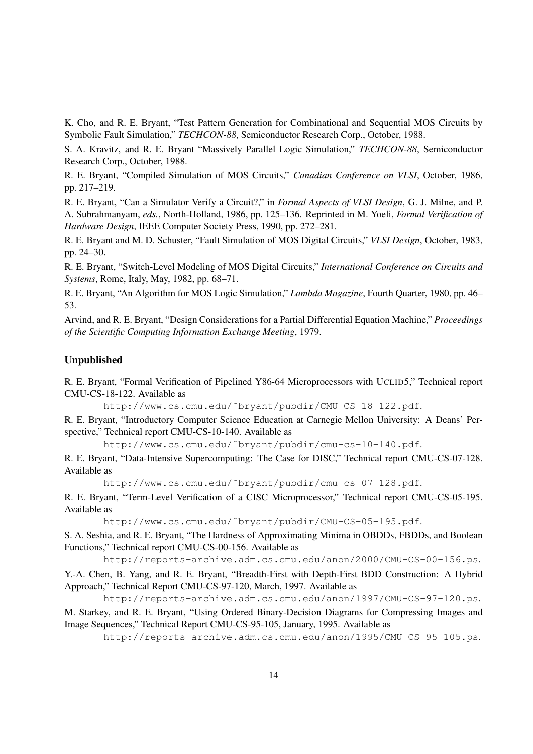K. Cho, and R. E. Bryant, "Test Pattern Generation for Combinational and Sequential MOS Circuits by Symbolic Fault Simulation," *TECHCON-88*, Semiconductor Research Corp., October, 1988.

S. A. Kravitz, and R. E. Bryant "Massively Parallel Logic Simulation," *TECHCON-88*, Semiconductor Research Corp., October, 1988.

R. E. Bryant, "Compiled Simulation of MOS Circuits," *Canadian Conference on VLSI*, October, 1986, pp. 217–219.

R. E. Bryant, "Can a Simulator Verify a Circuit?," in *Formal Aspects of VLSI Design*, G. J. Milne, and P. A. Subrahmanyam, *eds.*, North-Holland, 1986, pp. 125–136. Reprinted in M. Yoeli, *Formal Verification of Hardware Design*, IEEE Computer Society Press, 1990, pp. 272–281.

R. E. Bryant and M. D. Schuster, "Fault Simulation of MOS Digital Circuits," *VLSI Design*, October, 1983, pp. 24–30.

R. E. Bryant, "Switch-Level Modeling of MOS Digital Circuits," *International Conference on Circuits and Systems*, Rome, Italy, May, 1982, pp. 68–71.

R. E. Bryant, "An Algorithm for MOS Logic Simulation," *Lambda Magazine*, Fourth Quarter, 1980, pp. 46–53.

Arvind, and R. E. Bryant, "Design Considerations for a Partial Differential Equation Machine," *Proceedings of the Scientific Computing Information Exchange Meeting*, 1979.

### Unpublished

R. E. Bryant, "Formal Verification of Pipelined Y86-64 Microprocessors with UCLID5," Technical report CMU-CS-18-122. Available as

`http://www.cs.cmu.edu/~bryant/pubdir/CMU-CS-18-122.pdf`.

R. E. Bryant, "Introductory Computer Science Education at Carnegie Mellon University: A Deans' Perspective," Technical report CMU-CS-10-140. Available as

`http://www.cs.cmu.edu/~bryant/pubdir/cmu-cs-10-140.pdf`.

R. E. Bryant, "Data-Intensive Supercomputing: The Case for DISC," Technical report CMU-CS-07-128. Available as

`http://www.cs.cmu.edu/~bryant/pubdir/cmu-cs-07-128.pdf`.

R. E. Bryant, "Term-Level Verification of a CISC Microprocessor," Technical report CMU-CS-05-195. Available as

`http://www.cs.cmu.edu/~bryant/pubdir/CMU-CS-05-195.pdf`.

S. A. Seshia, and R. E. Bryant, "The Hardness of Approximating Minima in OBDDs, FBDDs, and Boolean Functions," Technical report CMU-CS-00-156. Available as

`http://reports-archive.adm.cs.cmu.edu/anon/2000/CMU-CS-00-156.ps`.

Y.-A. Chen, B. Yang, and R. E. Bryant, "Breadth-First with Depth-First BDD Construction: A Hybrid Approach," Technical Report CMU-CS-97-120, March, 1997. Available as

`http://reports-archive.adm.cs.cmu.edu/anon/1997/CMU-CS-97-120.ps`.

M. Starkey, and R. E. Bryant, "Using Ordered Binary-Decision Diagrams for Compressing Images and Image Sequences," Technical Report CMU-CS-95-105, January, 1995. Available as

`http://reports-archive.adm.cs.cmu.edu/anon/1995/CMU-CS-95-105.ps`.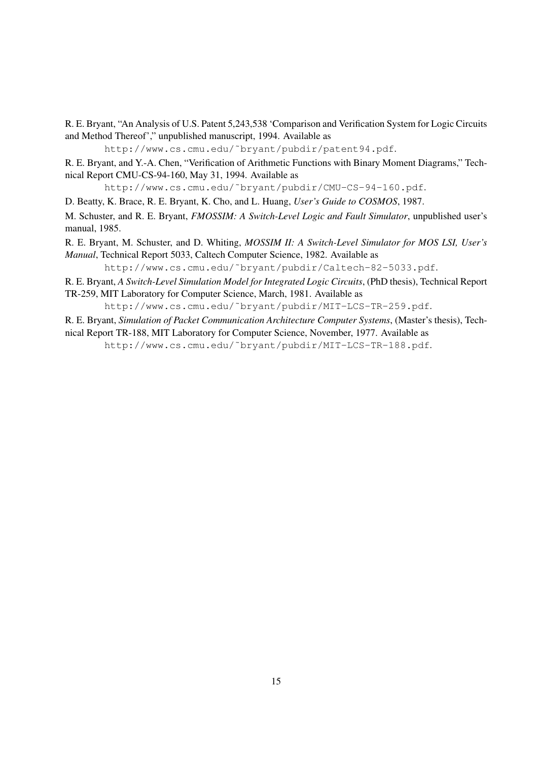R. E. Bryant, "An Analysis of U.S. Patent 5,243,538 'Comparison and Verification System for Logic Circuits and Method Thereof'," unpublished manuscript, 1994. Available as

http://www.cs.cmu.edu/˜bryant/pubdir/patent94.pdf.

R. E. Bryant, and Y.-A. Chen, "Verification of Arithmetic Functions with Binary Moment Diagrams," Technical Report CMU-CS-94-160, May 31, 1994. Available as

http://www.cs.cmu.edu/˜bryant/pubdir/CMU-CS-94-160.pdf.

D. Beatty, K. Brace, R. E. Bryant, K. Cho, and L. Huang, *User's Guide to COSMOS*, 1987.

M. Schuster, and R. E. Bryant, *FMOSSIM: A Switch-Level Logic and Fault Simulator*, unpublished user's manual, 1985.

R. E. Bryant, M. Schuster, and D. Whiting, *MOSSIM II: A Switch-Level Simulator for MOS LSI, User's Manual*, Technical Report 5033, Caltech Computer Science, 1982. Available as

http://www.cs.cmu.edu/˜bryant/pubdir/Caltech-82-5033.pdf.

R. E. Bryant, *A Switch-Level Simulation Model for Integrated Logic Circuits*, (PhD thesis), Technical Report TR-259, MIT Laboratory for Computer Science, March, 1981. Available as

http://www.cs.cmu.edu/˜bryant/pubdir/MIT-LCS-TR-259.pdf.

R. E. Bryant, *Simulation of Packet Communication Architecture Computer Systems*, (Master's thesis), Technical Report TR-188, MIT Laboratory for Computer Science, November, 1977. Available as

http://www.cs.cmu.edu/˜bryant/pubdir/MIT-LCS-TR-188.pdf.